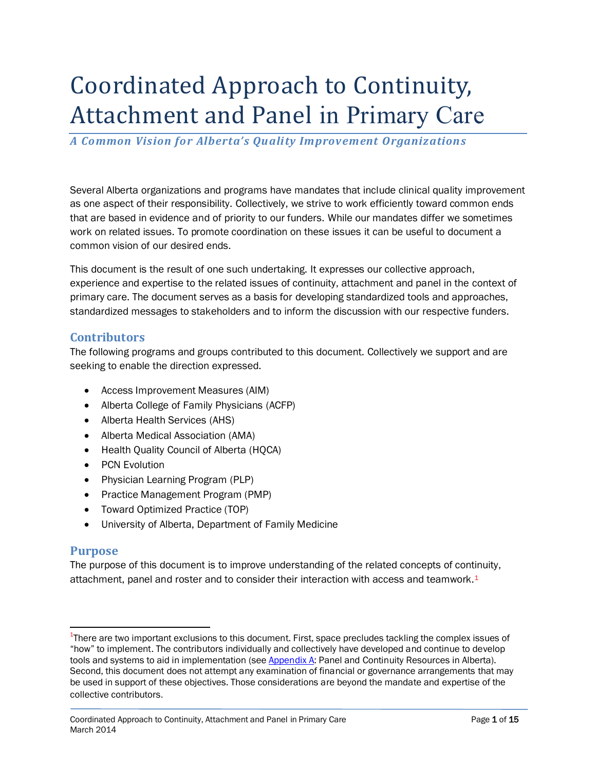# Coordinated Approach to Continuity, Attachment and Panel in Primary Care

***A Common Vision for Alberta's Quality Improvement Organizations***

Several Alberta organizations and programs have mandates that include clinical quality improvement as one aspect of their responsibility. Collectively, we strive to work efficiently toward common ends that are based in evidence and of priority to our funders. While our mandates differ we sometimes work on related issues. To promote coordination on these issues it can be useful to document a common vision of our desired ends.

This document is the result of one such undertaking. It expresses our collective approach, experience and expertise to the related issues of continuity, attachment and panel in the context of primary care. The document serves as a basis for developing standardized tools and approaches, standardized messages to stakeholders and to inform the discussion with our respective funders.

## Contributors

The following programs and groups contributed to this document. Collectively we support and are seeking to enable the direction expressed.

- Access Improvement Measures (AIM)
- Alberta College of Family Physicians (ACFP)
- Alberta Health Services (AHS)
- Alberta Medical Association (AMA)
- Health Quality Council of Alberta (HQCA)
- PCN Evolution
- Physician Learning Program (PLP)
- Practice Management Program (PMP)
- Toward Optimized Practice (TOP)
- University of Alberta, Department of Family Medicine

## Purpose

The purpose of this document is to improve understanding of the related concepts of continuity, attachment, panel and roster and to consider their interaction with access and teamwork.[1]

[1] There are two important exclusions to this document. First, space precludes tackling the complex issues of "how" to implement. The contributors individually and collectively have developed and continue to develop tools and systems to aid in implementation (see Appendix A: Panel and Continuity Resources in Alberta). Second, this document does not attempt any examination of financial or governance arrangements that may be used in support of these objectives. Those considerations are beyond the mandate and expertise of the collective contributors.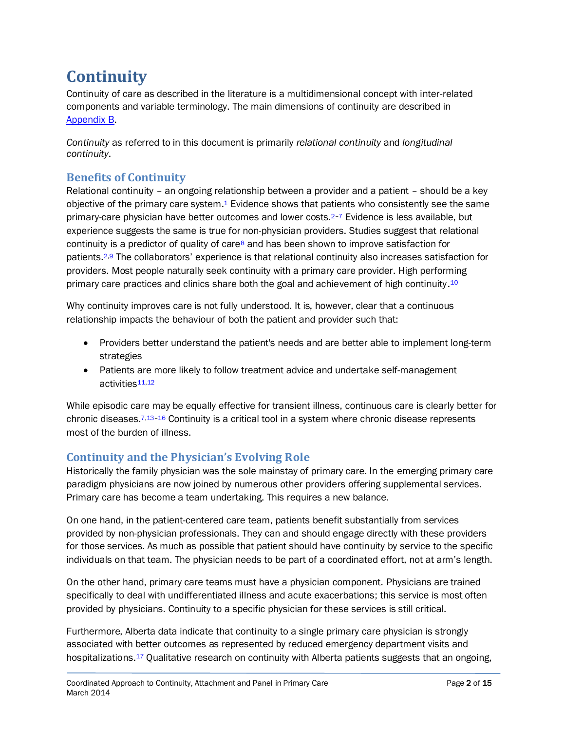# Continuity

Continuity of care as described in the literature is a multidimensional concept with inter-related components and variable terminology. The main dimensions of continuity are described in Appendix B.

*Continuity* as referred to in this document is primarily *relational continuity* and *longitudinal continuity*.

## Benefits of Continuity

Relational continuity – an ongoing relationship between a provider and a patient – should be a key objective of the primary care system.[1] Evidence shows that patients who consistently see the same primary-care physician have better outcomes and lower costs.[2–7] Evidence is less available, but experience suggests the same is true for non-physician providers. Studies suggest that relational continuity is a predictor of quality of care[8] and has been shown to improve satisfaction for patients.[2,9] The collaborators' experience is that relational continuity also increases satisfaction for providers. Most people naturally seek continuity with a primary care provider. High performing primary care practices and clinics share both the goal and achievement of high continuity.[10]

Why continuity improves care is not fully understood. It is, however, clear that a continuous relationship impacts the behaviour of both the patient and provider such that:

- Providers better understand the patient's needs and are better able to implement long-term strategies
- Patients are more likely to follow treatment advice and undertake self-management activities[11,12]

While episodic care may be equally effective for transient illness, continuous care is clearly better for chronic diseases.[7,13–16] Continuity is a critical tool in a system where chronic disease represents most of the burden of illness.

## Continuity and the Physician's Evolving Role

Historically the family physician was the sole mainstay of primary care. In the emerging primary care paradigm physicians are now joined by numerous other providers offering supplemental services. Primary care has become a team undertaking. This requires a new balance.

On one hand, in the patient-centered care team, patients benefit substantially from services provided by non-physician professionals. They can and should engage directly with these providers for those services. As much as possible that patient should have continuity by service to the specific individuals on that team. The physician needs to be part of a coordinated effort, not at arm's length.

On the other hand, primary care teams must have a physician component. Physicians are trained specifically to deal with undifferentiated illness and acute exacerbations; this service is most often provided by physicians. Continuity to a specific physician for these services is still critical.

Furthermore, Alberta data indicate that continuity to a single primary care physician is strongly associated with better outcomes as represented by reduced emergency department visits and hospitalizations.[17] Qualitative research on continuity with Alberta patients suggests that an ongoing,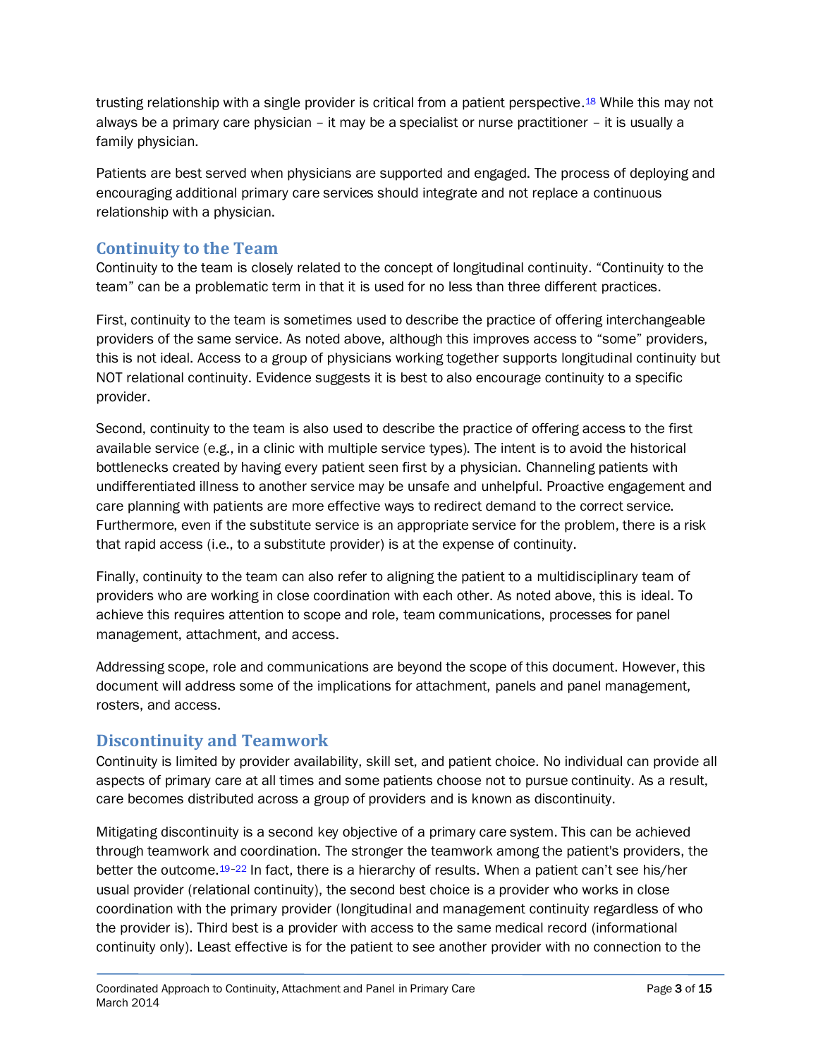trusting relationship with a single provider is critical from a patient perspective.[18] While this may not always be a primary care physician – it may be a specialist or nurse practitioner – it is usually a family physician.

Patients are best served when physicians are supported and engaged. The process of deploying and encouraging additional primary care services should integrate and not replace a continuous relationship with a physician.

## Continuity to the Team

Continuity to the team is closely related to the concept of longitudinal continuity. "Continuity to the team" can be a problematic term in that it is used for no less than three different practices.

First, continuity to the team is sometimes used to describe the practice of offering interchangeable providers of the same service. As noted above, although this improves access to "some" providers, this is not ideal. Access to a group of physicians working together supports longitudinal continuity but NOT relational continuity. Evidence suggests it is best to also encourage continuity to a specific provider.

Second, continuity to the team is also used to describe the practice of offering access to the first available service (e.g., in a clinic with multiple service types). The intent is to avoid the historical bottlenecks created by having every patient seen first by a physician. Channeling patients with undifferentiated illness to another service may be unsafe and unhelpful. Proactive engagement and care planning with patients are more effective ways to redirect demand to the correct service. Furthermore, even if the substitute service is an appropriate service for the problem, there is a risk that rapid access (i.e., to a substitute provider) is at the expense of continuity.

Finally, continuity to the team can also refer to aligning the patient to a multidisciplinary team of providers who are working in close coordination with each other. As noted above, this is ideal. To achieve this requires attention to scope and role, team communications, processes for panel management, attachment, and access.

Addressing scope, role and communications are beyond the scope of this document. However, this document will address some of the implications for attachment, panels and panel management, rosters, and access.

## Discontinuity and Teamwork

Continuity is limited by provider availability, skill set, and patient choice. No individual can provide all aspects of primary care at all times and some patients choose not to pursue continuity. As a result, care becomes distributed across a group of providers and is known as discontinuity.

Mitigating discontinuity is a second key objective of a primary care system. This can be achieved through teamwork and coordination. The stronger the teamwork among the patient's providers, the better the outcome.[19–22] In fact, there is a hierarchy of results. When a patient can't see his/her usual provider (relational continuity), the second best choice is a provider who works in close coordination with the primary provider (longitudinal and management continuity regardless of who the provider is). Third best is a provider with access to the same medical record (informational continuity only). Least effective is for the patient to see another provider with no connection to the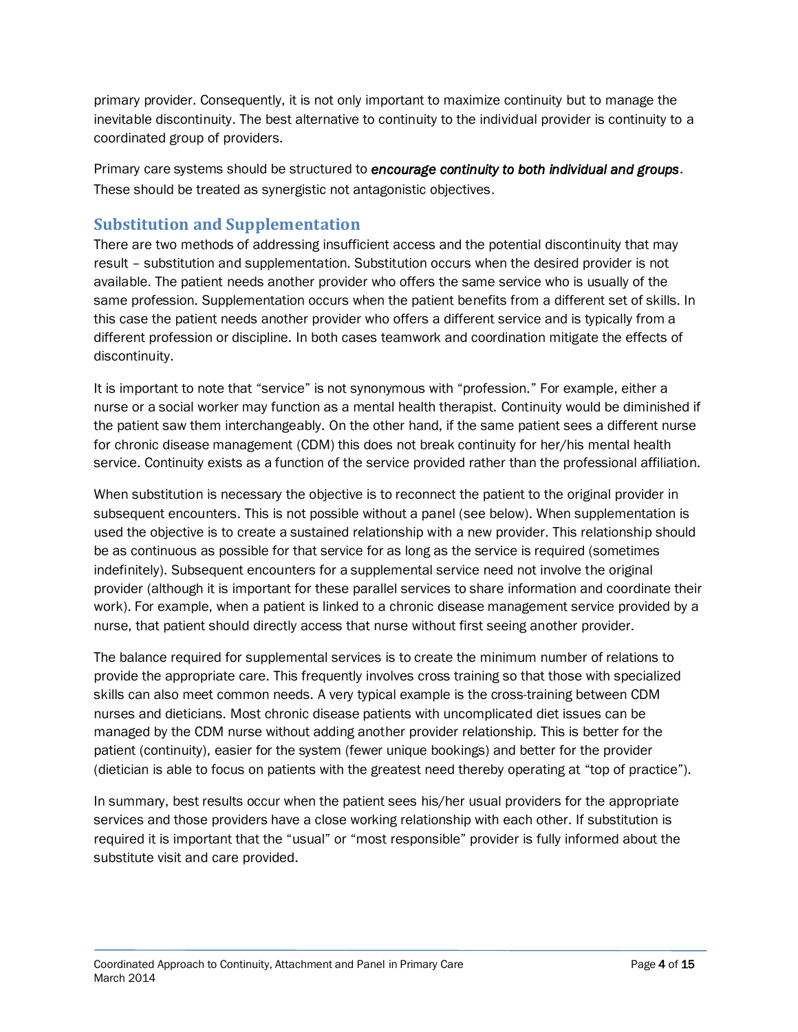primary provider. Consequently, it is not only important to maximize continuity but to manage the inevitable discontinuity. The best alternative to continuity to the individual provider is continuity to a coordinated group of providers.

Primary care systems should be structured to ***encourage continuity to both individual and groups***. These should be treated as synergistic not antagonistic objectives.

## Substitution and Supplementation

There are two methods of addressing insufficient access and the potential discontinuity that may result – substitution and supplementation. Substitution occurs when the desired provider is not available. The patient needs another provider who offers the same service who is usually of the same profession. Supplementation occurs when the patient benefits from a different set of skills. In this case the patient needs another provider who offers a different service and is typically from a different profession or discipline. In both cases teamwork and coordination mitigate the effects of discontinuity.

It is important to note that "service" is not synonymous with "profession." For example, either a nurse or a social worker may function as a mental health therapist. Continuity would be diminished if the patient saw them interchangeably. On the other hand, if the same patient sees a different nurse for chronic disease management (CDM) this does not break continuity for her/his mental health service. Continuity exists as a function of the service provided rather than the professional affiliation.

When substitution is necessary the objective is to reconnect the patient to the original provider in subsequent encounters. This is not possible without a panel (see below). When supplementation is used the objective is to create a sustained relationship with a new provider. This relationship should be as continuous as possible for that service for as long as the service is required (sometimes indefinitely). Subsequent encounters for a supplemental service need not involve the original provider (although it is important for these parallel services to share information and coordinate their work). For example, when a patient is linked to a chronic disease management service provided by a nurse, that patient should directly access that nurse without first seeing another provider.

The balance required for supplemental services is to create the minimum number of relations to provide the appropriate care. This frequently involves cross training so that those with specialized skills can also meet common needs. A very typical example is the cross-training between CDM nurses and dieticians. Most chronic disease patients with uncomplicated diet issues can be managed by the CDM nurse without adding another provider relationship. This is better for the patient (continuity), easier for the system (fewer unique bookings) and better for the provider (dietician is able to focus on patients with the greatest need thereby operating at "top of practice").

In summary, best results occur when the patient sees his/her usual providers for the appropriate services and those providers have a close working relationship with each other. If substitution is required it is important that the "usual" or "most responsible" provider is fully informed about the substitute visit and care provided.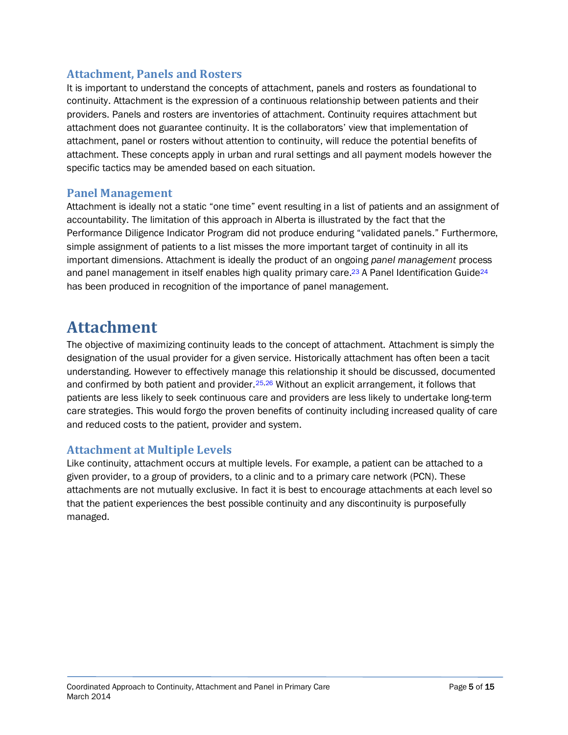## Attachment, Panels and Rosters

It is important to understand the concepts of attachment, panels and rosters as foundational to continuity. Attachment is the expression of a continuous relationship between patients and their providers. Panels and rosters are inventories of attachment. Continuity requires attachment but attachment does not guarantee continuity. It is the collaborators' view that implementation of attachment, panel or rosters without attention to continuity, will reduce the potential benefits of attachment. These concepts apply in urban and rural settings and all payment models however the specific tactics may be amended based on each situation.

## Panel Management

Attachment is ideally not a static "one time" event resulting in a list of patients and an assignment of accountability. The limitation of this approach in Alberta is illustrated by the fact that the Performance Diligence Indicator Program did not produce enduring "validated panels." Furthermore, simple assignment of patients to a list misses the more important target of continuity in all its important dimensions. Attachment is ideally the product of an ongoing *panel management* process and panel management in itself enables high quality primary care.[23] A Panel Identification Guide[24] has been produced in recognition of the importance of panel management.

# Attachment

The objective of maximizing continuity leads to the concept of attachment. Attachment is simply the designation of the usual provider for a given service. Historically attachment has often been a tacit understanding. However to effectively manage this relationship it should be discussed, documented and confirmed by both patient and provider.[25,26] Without an explicit arrangement, it follows that patients are less likely to seek continuous care and providers are less likely to undertake long-term care strategies. This would forgo the proven benefits of continuity including increased quality of care and reduced costs to the patient, provider and system.

## Attachment at Multiple Levels

Like continuity, attachment occurs at multiple levels. For example, a patient can be attached to a given provider, to a group of providers, to a clinic and to a primary care network (PCN). These attachments are not mutually exclusive. In fact it is best to encourage attachments at each level so that the patient experiences the best possible continuity and any discontinuity is purposefully managed.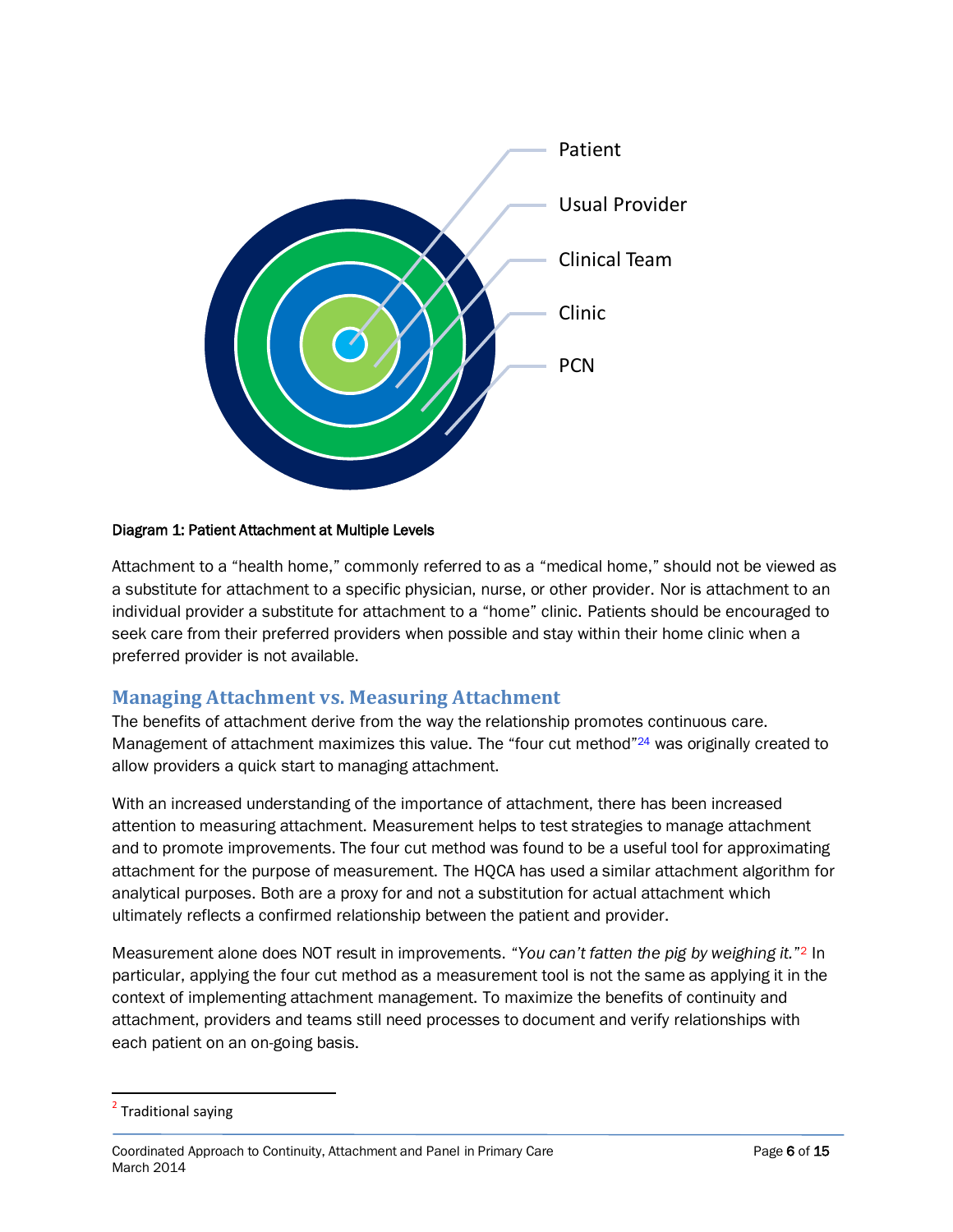Patient

Usual Provider

Clinical Team

Clinic

PCN

**Diagram 1: Patient Attachment at Multiple Levels**

Attachment to a "health home," commonly referred to as a "medical home," should not be viewed as a substitute for attachment to a specific physician, nurse, or other provider. Nor is attachment to an individual provider a substitute for attachment to a "home" clinic. Patients should be encouraged to seek care from their preferred providers when possible and stay within their home clinic when a preferred provider is not available.

## Managing Attachment vs. Measuring Attachment

The benefits of attachment derive from the way the relationship promotes continuous care. Management of attachment maximizes this value. The "four cut method"[24] was originally created to allow providers a quick start to managing attachment.

With an increased understanding of the importance of attachment, there has been increased attention to measuring attachment. Measurement helps to test strategies to manage attachment and to promote improvements. The four cut method was found to be a useful tool for approximating attachment for the purpose of measurement. The HQCA has used a similar attachment algorithm for analytical purposes. Both are a proxy for and not a substitution for actual attachment which ultimately reflects a confirmed relationship between the patient and provider.

Measurement alone does NOT result in improvements. *"You can't fatten the pig by weighing it."*[2] In particular, applying the four cut method as a measurement tool is not the same as applying it in the context of implementing attachment management. To maximize the benefits of continuity and attachment, providers and teams still need processes to document and verify relationships with each patient on an on-going basis.

[2] Traditional saying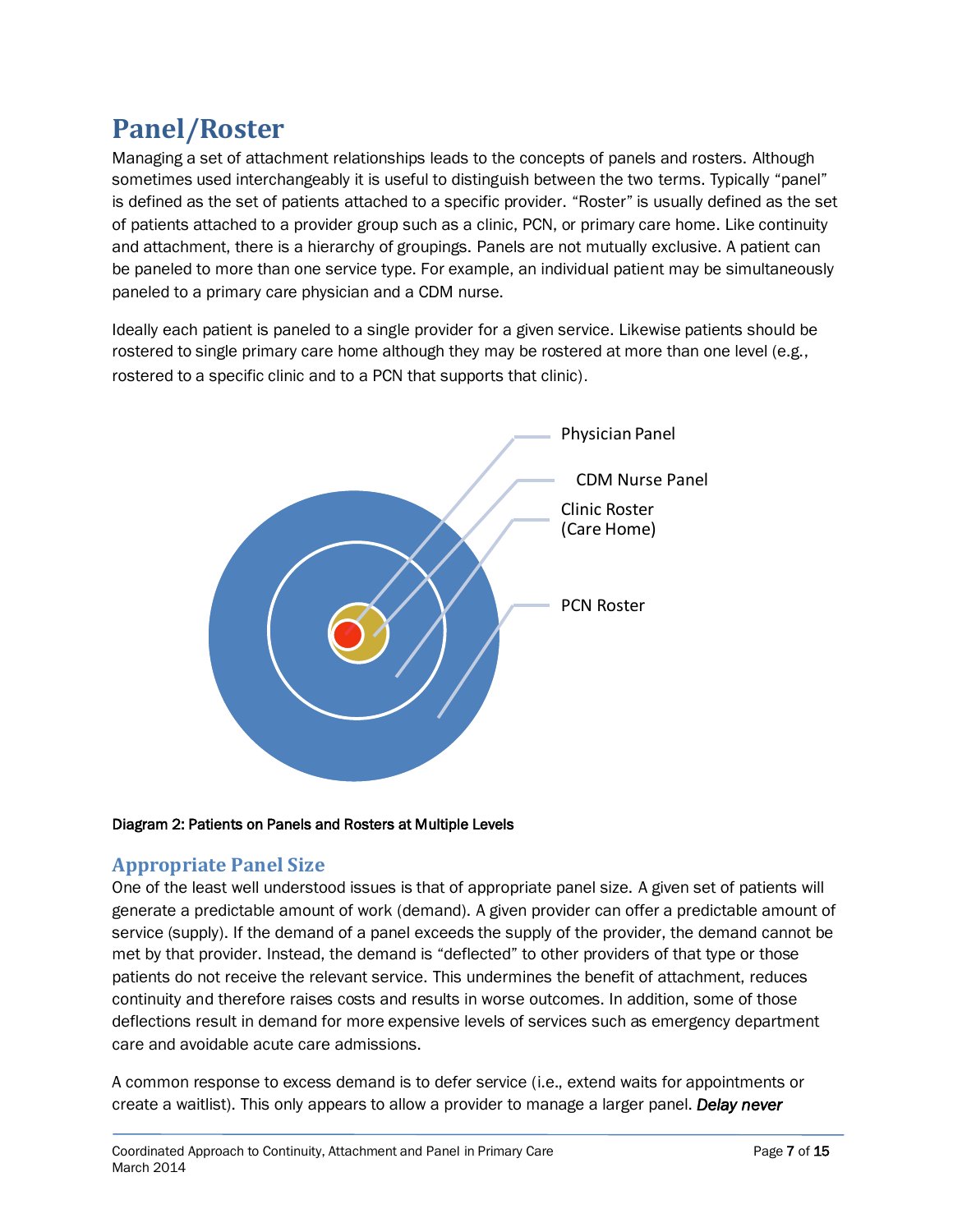# Panel/Roster

Managing a set of attachment relationships leads to the concepts of panels and rosters. Although sometimes used interchangeably it is useful to distinguish between the two terms. Typically "panel" is defined as the set of patients attached to a specific provider. "Roster" is usually defined as the set of patients attached to a provider group such as a clinic, PCN, or primary care home. Like continuity and attachment, there is a hierarchy of groupings. Panels are not mutually exclusive. A patient can be paneled to more than one service type. For example, an individual patient may be simultaneously paneled to a primary care physician and a CDM nurse.

Ideally each patient is paneled to a single provider for a given service. Likewise patients should be rostered to single primary care home although they may be rostered at more than one level (e.g., rostered to a specific clinic and to a PCN that supports that clinic).

Physician Panel

CDM Nurse Panel

Clinic Roster (Care Home)

PCN Roster

**Diagram 2: Patients on Panels and Rosters at Multiple Levels**

## Appropriate Panel Size

One of the least well understood issues is that of appropriate panel size. A given set of patients will generate a predictable amount of work (demand). A given provider can offer a predictable amount of service (supply). If the demand of a panel exceeds the supply of the provider, the demand cannot be met by that provider. Instead, the demand is "deflected" to other providers of that type or those patients do not receive the relevant service. This undermines the benefit of attachment, reduces continuity and therefore raises costs and results in worse outcomes. In addition, some of those deflections result in demand for more expensive levels of services such as emergency department care and avoidable acute care admissions.

A common response to excess demand is to defer service (i.e., extend waits for appointments or create a waitlist). This only appears to allow a provider to manage a larger panel. ***Delay never***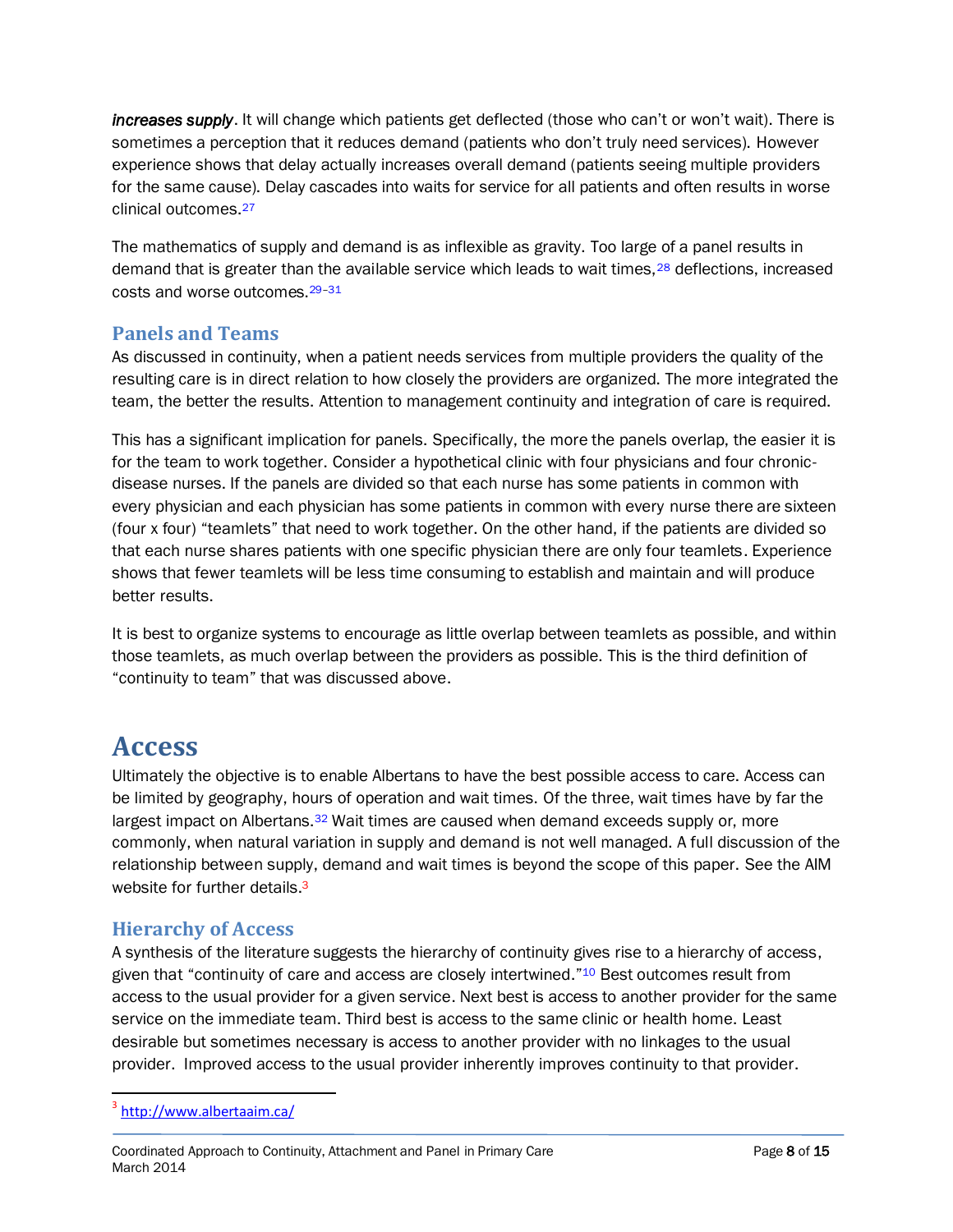***increases supply***. It will change which patients get deflected (those who can't or won't wait). There is sometimes a perception that it reduces demand (patients who don't truly need services). However experience shows that delay actually increases overall demand (patients seeing multiple providers for the same cause). Delay cascades into waits for service for all patients and often results in worse clinical outcomes.[27]

The mathematics of supply and demand is as inflexible as gravity. Too large of a panel results in demand that is greater than the available service which leads to wait times,[28] deflections, increased costs and worse outcomes.[29–31]

## Panels and Teams

As discussed in continuity, when a patient needs services from multiple providers the quality of the resulting care is in direct relation to how closely the providers are organized. The more integrated the team, the better the results. Attention to management continuity and integration of care is required.

This has a significant implication for panels. Specifically, the more the panels overlap, the easier it is for the team to work together. Consider a hypothetical clinic with four physicians and four chronic-disease nurses. If the panels are divided so that each nurse has some patients in common with every physician and each physician has some patients in common with every nurse there are sixteen (four x four) "teamlets" that need to work together. On the other hand, if the patients are divided so that each nurse shares patients with one specific physician there are only four teamlets. Experience shows that fewer teamlets will be less time consuming to establish and maintain and will produce better results.

It is best to organize systems to encourage as little overlap between teamlets as possible, and within those teamlets, as much overlap between the providers as possible. This is the third definition of "continuity to team" that was discussed above.

# Access

Ultimately the objective is to enable Albertans to have the best possible access to care. Access can be limited by geography, hours of operation and wait times. Of the three, wait times have by far the largest impact on Albertans.[32] Wait times are caused when demand exceeds supply or, more commonly, when natural variation in supply and demand is not well managed. A full discussion of the relationship between supply, demand and wait times is beyond the scope of this paper. See the AIM website for further details.[3]

## Hierarchy of Access

A synthesis of the literature suggests the hierarchy of continuity gives rise to a hierarchy of access, given that "continuity of care and access are closely intertwined."[10] Best outcomes result from access to the usual provider for a given service. Next best is access to another provider for the same service on the immediate team. Third best is access to the same clinic or health home. Least desirable but sometimes necessary is access to another provider with no linkages to the usual provider. Improved access to the usual provider inherently improves continuity to that provider.

[3] http://www.albertaaim.ca/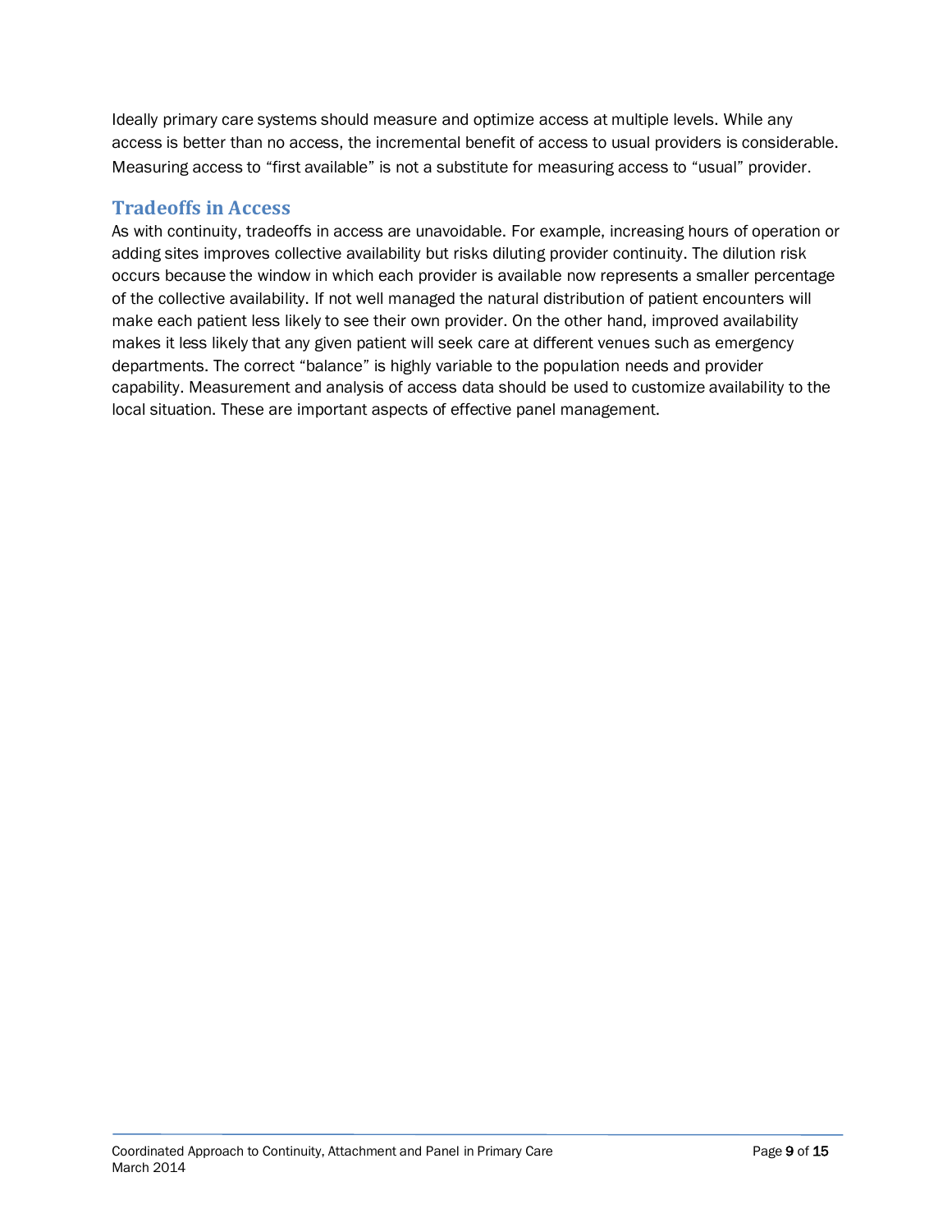Ideally primary care systems should measure and optimize access at multiple levels. While any access is better than no access, the incremental benefit of access to usual providers is considerable. Measuring access to “first available” is not a substitute for measuring access to “usual” provider.

## Tradeoffs in Access

As with continuity, tradeoffs in access are unavoidable. For example, increasing hours of operation or adding sites improves collective availability but risks diluting provider continuity. The dilution risk occurs because the window in which each provider is available now represents a smaller percentage of the collective availability. If not well managed the natural distribution of patient encounters will make each patient less likely to see their own provider. On the other hand, improved availability makes it less likely that any given patient will seek care at different venues such as emergency departments. The correct “balance” is highly variable to the population needs and provider capability. Measurement and analysis of access data should be used to customize availability to the local situation. These are important aspects of effective panel management.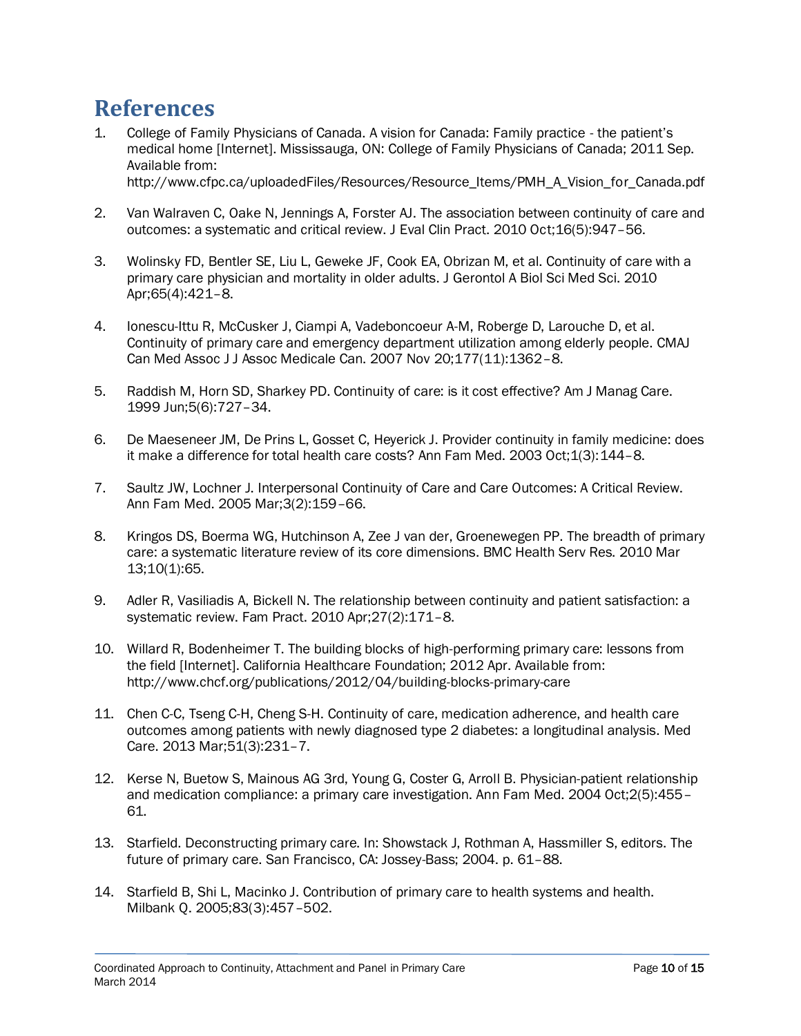# References

1. College of Family Physicians of Canada. A vision for Canada: Family practice - the patient's medical home [Internet]. Mississauga, ON: College of Family Physicians of Canada; 2011 Sep. Available from: http://www.cfpc.ca/uploadedFiles/Resources/Resource_Items/PMH_A_Vision_for_Canada.pdf

2. Van Walraven C, Oake N, Jennings A, Forster AJ. The association between continuity of care and outcomes: a systematic and critical review. J Eval Clin Pract. 2010 Oct;16(5):947–56.

3. Wolinsky FD, Bentler SE, Liu L, Geweke JF, Cook EA, Obrizan M, et al. Continuity of care with a primary care physician and mortality in older adults. J Gerontol A Biol Sci Med Sci. 2010 Apr;65(4):421–8.

4. Ionescu-Ittu R, McCusker J, Ciampi A, Vadeboncoeur A-M, Roberge D, Larouche D, et al. Continuity of primary care and emergency department utilization among elderly people. CMAJ Can Med Assoc J J Assoc Medicale Can. 2007 Nov 20;177(11):1362–8.

5. Raddish M, Horn SD, Sharkey PD. Continuity of care: is it cost effective? Am J Manag Care. 1999 Jun;5(6):727–34.

6. De Maeseneer JM, De Prins L, Gosset C, Heyerick J. Provider continuity in family medicine: does it make a difference for total health care costs? Ann Fam Med. 2003 Oct;1(3):144–8.

7. Saultz JW, Lochner J. Interpersonal Continuity of Care and Care Outcomes: A Critical Review. Ann Fam Med. 2005 Mar;3(2):159–66.

8. Kringos DS, Boerma WG, Hutchinson A, Zee J van der, Groenewegen PP. The breadth of primary care: a systematic literature review of its core dimensions. BMC Health Serv Res. 2010 Mar 13;10(1):65.

9. Adler R, Vasiliadis A, Bickell N. The relationship between continuity and patient satisfaction: a systematic review. Fam Pract. 2010 Apr;27(2):171–8.

10. Willard R, Bodenheimer T. The building blocks of high-performing primary care: lessons from the field [Internet]. California Healthcare Foundation; 2012 Apr. Available from: http://www.chcf.org/publications/2012/04/building-blocks-primary-care

11. Chen C-C, Tseng C-H, Cheng S-H. Continuity of care, medication adherence, and health care outcomes among patients with newly diagnosed type 2 diabetes: a longitudinal analysis. Med Care. 2013 Mar;51(3):231–7.

12. Kerse N, Buetow S, Mainous AG 3rd, Young G, Coster G, Arroll B. Physician-patient relationship and medication compliance: a primary care investigation. Ann Fam Med. 2004 Oct;2(5):455–61.

13. Starfield. Deconstructing primary care. In: Showstack J, Rothman A, Hassmiller S, editors. The future of primary care. San Francisco, CA: Jossey-Bass; 2004. p. 61–88.

14. Starfield B, Shi L, Macinko J. Contribution of primary care to health systems and health. Milbank Q. 2005;83(3):457–502.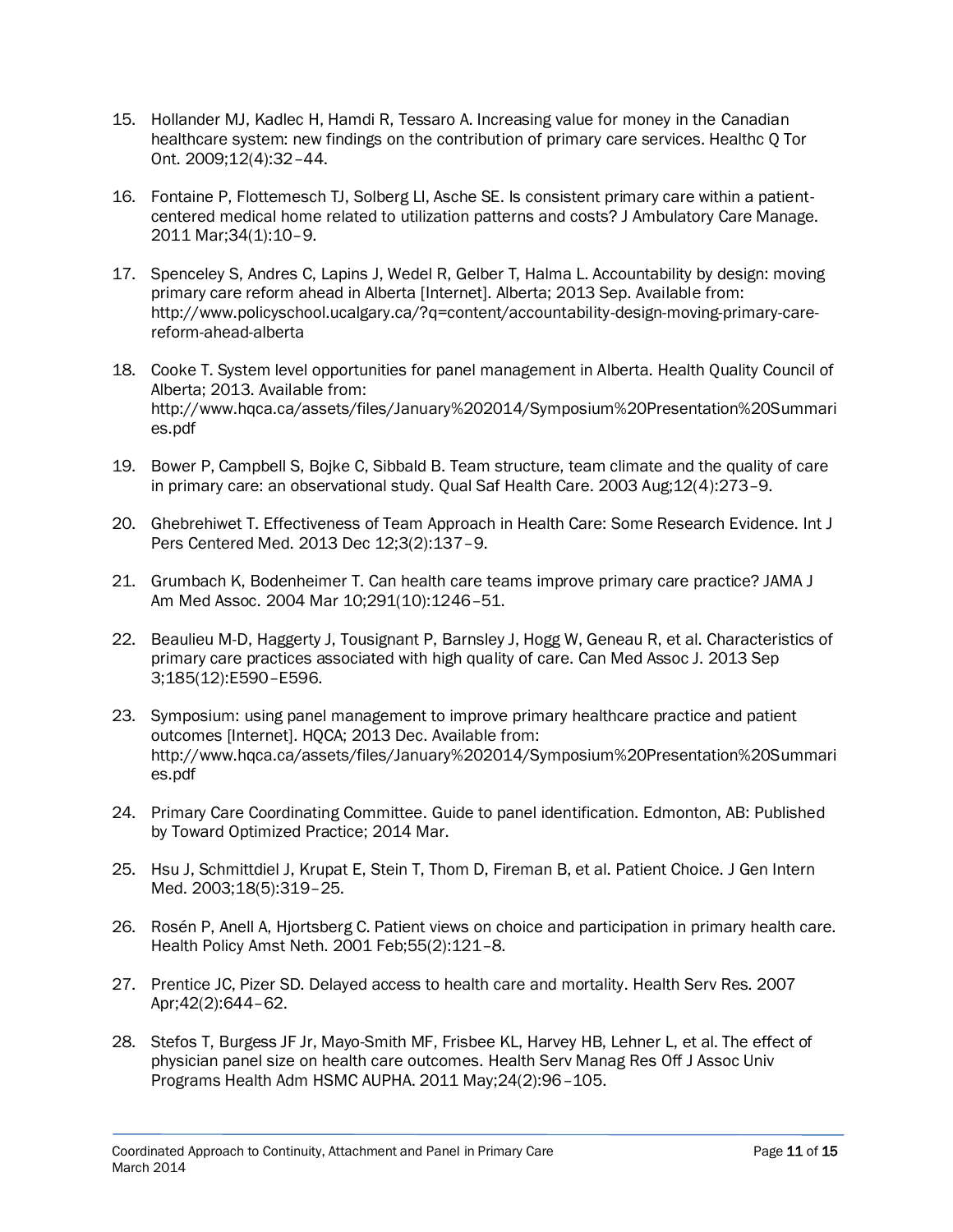15. Hollander MJ, Kadlec H, Hamdi R, Tessaro A. Increasing value for money in the Canadian healthcare system: new findings on the contribution of primary care services. Healthc Q Tor Ont. 2009;12(4):32–44.

16. Fontaine P, Flottemesch TJ, Solberg LI, Asche SE. Is consistent primary care within a patient-centered medical home related to utilization patterns and costs? J Ambulatory Care Manage. 2011 Mar;34(1):10–9.

17. Spenceley S, Andres C, Lapins J, Wedel R, Gelber T, Halma L. Accountability by design: moving primary care reform ahead in Alberta [Internet]. Alberta; 2013 Sep. Available from: http://www.policyschool.ucalgary.ca/?q=content/accountability-design-moving-primary-care-reform-ahead-alberta

18. Cooke T. System level opportunities for panel management in Alberta. Health Quality Council of Alberta; 2013. Available from: http://www.hqca.ca/assets/files/January%202014/Symposium%20Presentation%20Summaries.pdf

19. Bower P, Campbell S, Bojke C, Sibbald B. Team structure, team climate and the quality of care in primary care: an observational study. Qual Saf Health Care. 2003 Aug;12(4):273–9.

20. Ghebrehiwet T. Effectiveness of Team Approach in Health Care: Some Research Evidence. Int J Pers Centered Med. 2013 Dec 12;3(2):137–9.

21. Grumbach K, Bodenheimer T. Can health care teams improve primary care practice? JAMA J Am Med Assoc. 2004 Mar 10;291(10):1246–51.

22. Beaulieu M-D, Haggerty J, Tousignant P, Barnsley J, Hogg W, Geneau R, et al. Characteristics of primary care practices associated with high quality of care. Can Med Assoc J. 2013 Sep 3;185(12):E590–E596.

23. Symposium: using panel management to improve primary healthcare practice and patient outcomes [Internet]. HQCA; 2013 Dec. Available from: http://www.hqca.ca/assets/files/January%202014/Symposium%20Presentation%20Summaries.pdf

24. Primary Care Coordinating Committee. Guide to panel identification. Edmonton, AB: Published by Toward Optimized Practice; 2014 Mar.

25. Hsu J, Schmittdiel J, Krupat E, Stein T, Thom D, Fireman B, et al. Patient Choice. J Gen Intern Med. 2003;18(5):319–25.

26. Rosén P, Anell A, Hjortsberg C. Patient views on choice and participation in primary health care. Health Policy Amst Neth. 2001 Feb;55(2):121–8.

27. Prentice JC, Pizer SD. Delayed access to health care and mortality. Health Serv Res. 2007 Apr;42(2):644–62.

28. Stefos T, Burgess JF Jr, Mayo-Smith MF, Frisbee KL, Harvey HB, Lehner L, et al. The effect of physician panel size on health care outcomes. Health Serv Manag Res Off J Assoc Univ Programs Health Adm HSMC AUPHA. 2011 May;24(2):96–105.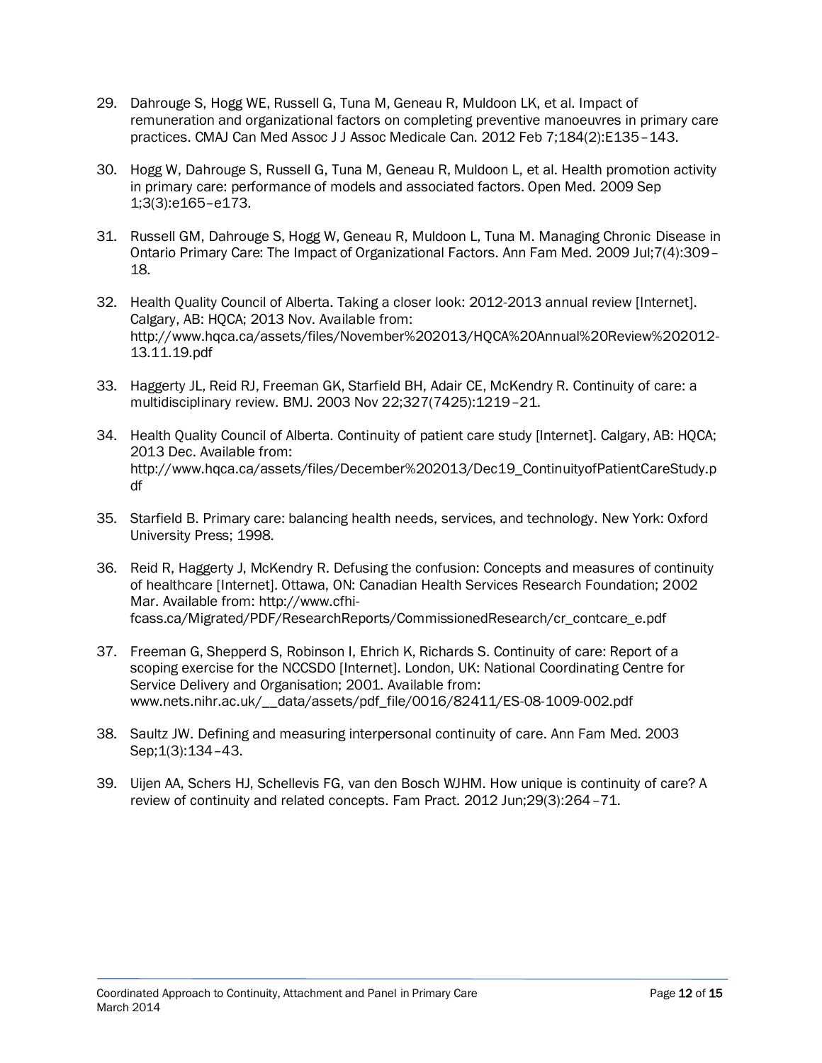29. Dahrouge S, Hogg WE, Russell G, Tuna M, Geneau R, Muldoon LK, et al. Impact of remuneration and organizational factors on completing preventive manoeuvres in primary care practices. CMAJ Can Med Assoc J J Assoc Medicale Can. 2012 Feb 7;184(2):E135–143.

30. Hogg W, Dahrouge S, Russell G, Tuna M, Geneau R, Muldoon L, et al. Health promotion activity in primary care: performance of models and associated factors. Open Med. 2009 Sep 1;3(3):e165–e173.

31. Russell GM, Dahrouge S, Hogg W, Geneau R, Muldoon L, Tuna M. Managing Chronic Disease in Ontario Primary Care: The Impact of Organizational Factors. Ann Fam Med. 2009 Jul;7(4):309–18.

32. Health Quality Council of Alberta. Taking a closer look: 2012-2013 annual review [Internet]. Calgary, AB: HQCA; 2013 Nov. Available from: http://www.hqca.ca/assets/files/November%202013/HQCA%20Annual%20Review%202012-13.11.19.pdf

33. Haggerty JL, Reid RJ, Freeman GK, Starfield BH, Adair CE, McKendry R. Continuity of care: a multidisciplinary review. BMJ. 2003 Nov 22;327(7425):1219–21.

34. Health Quality Council of Alberta. Continuity of patient care study [Internet]. Calgary, AB: HQCA; 2013 Dec. Available from: http://www.hqca.ca/assets/files/December%202013/Dec19_ContinuityofPatientCareStudy.pdf

35. Starfield B. Primary care: balancing health needs, services, and technology. New York: Oxford University Press; 1998.

36. Reid R, Haggerty J, McKendry R. Defusing the confusion: Concepts and measures of continuity of healthcare [Internet]. Ottawa, ON: Canadian Health Services Research Foundation; 2002 Mar. Available from: http://www.cfhi-fcass.ca/Migrated/PDF/ResearchReports/CommissionedResearch/cr_contcare_e.pdf

37. Freeman G, Shepperd S, Robinson I, Ehrich K, Richards S. Continuity of care: Report of a scoping exercise for the NCCSDO [Internet]. London, UK: National Coordinating Centre for Service Delivery and Organisation; 2001. Available from: www.nets.nihr.ac.uk/__data/assets/pdf_file/0016/82411/ES-08-1009-002.pdf

38. Saultz JW. Defining and measuring interpersonal continuity of care. Ann Fam Med. 2003 Sep;1(3):134–43.

39. Uijen AA, Schers HJ, Schellevis FG, van den Bosch WJHM. How unique is continuity of care? A review of continuity and related concepts. Fam Pract. 2012 Jun;29(3):264–71.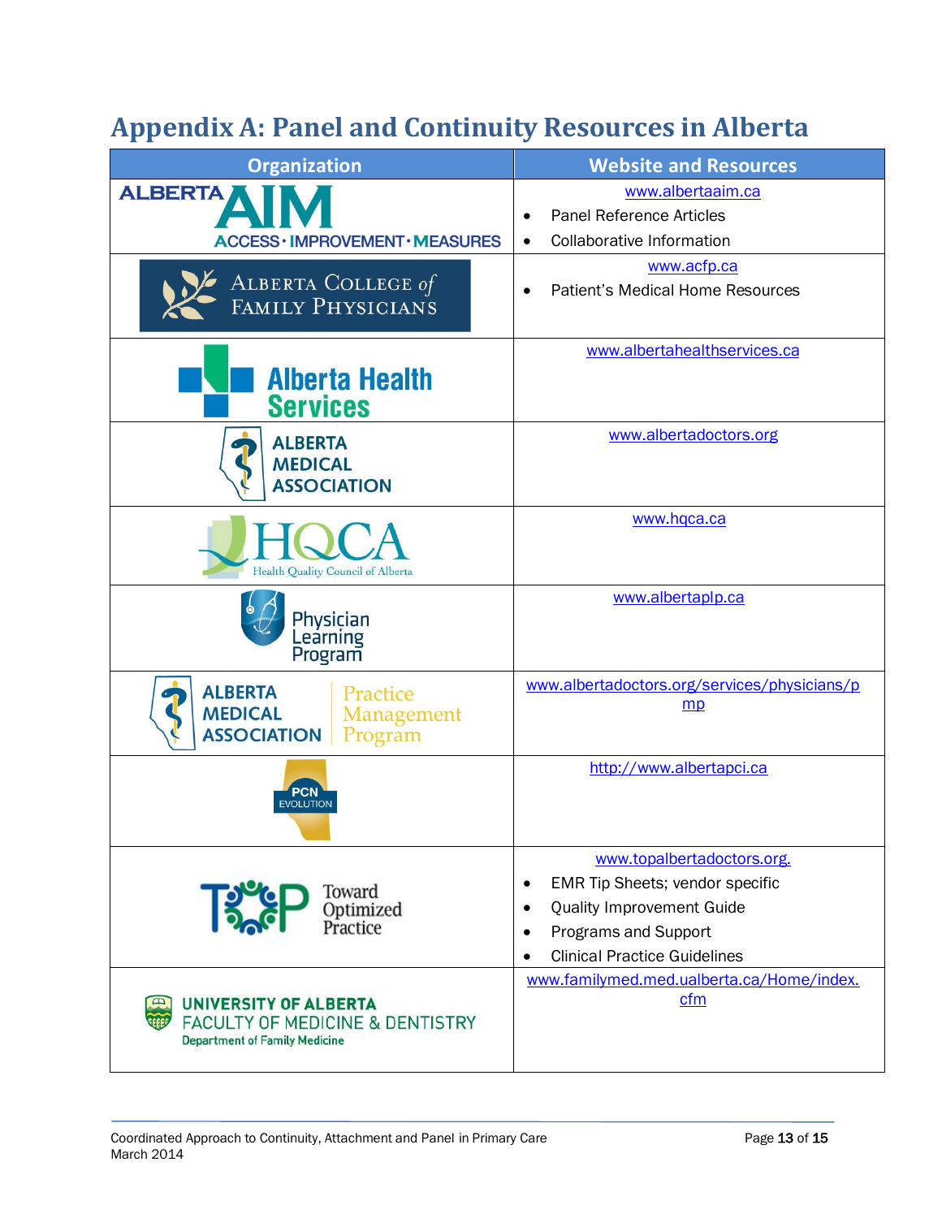# Appendix A: Panel and Continuity Resources in Alberta

| Organization | Website and Resources |
|---|---|
| ALBERTA AIM ACCESS · IMPROVEMENT · MEASURES | www.albertaaim.ca<br>• Panel Reference Articles<br>• Collaborative Information |
| Alberta College of Family Physicians | www.acfp.ca<br>• Patient's Medical Home Resources |
| Alberta Health Services | www.albertahealthservices.ca |
| Alberta Medical Association | www.albertadoctors.org |
| HQCA Health Quality Council of Alberta | www.hqca.ca |
| Physician Learning Program | www.albertaplp.ca |
| Alberta Medical Association Practice Management Program | www.albertadoctors.org/services/physicians/pmp |
| PCN Evolution | http://www.albertapci.ca |
| TOP Toward Optimized Practice | www.topalbertadoctors.org.<br>• EMR Tip Sheets; vendor specific<br>• Quality Improvement Guide<br>• Programs and Support<br>• Clinical Practice Guidelines |
| University of Alberta Faculty of Medicine & Dentistry Department of Family Medicine | www.familymed.med.ualberta.ca/Home/index.cfm |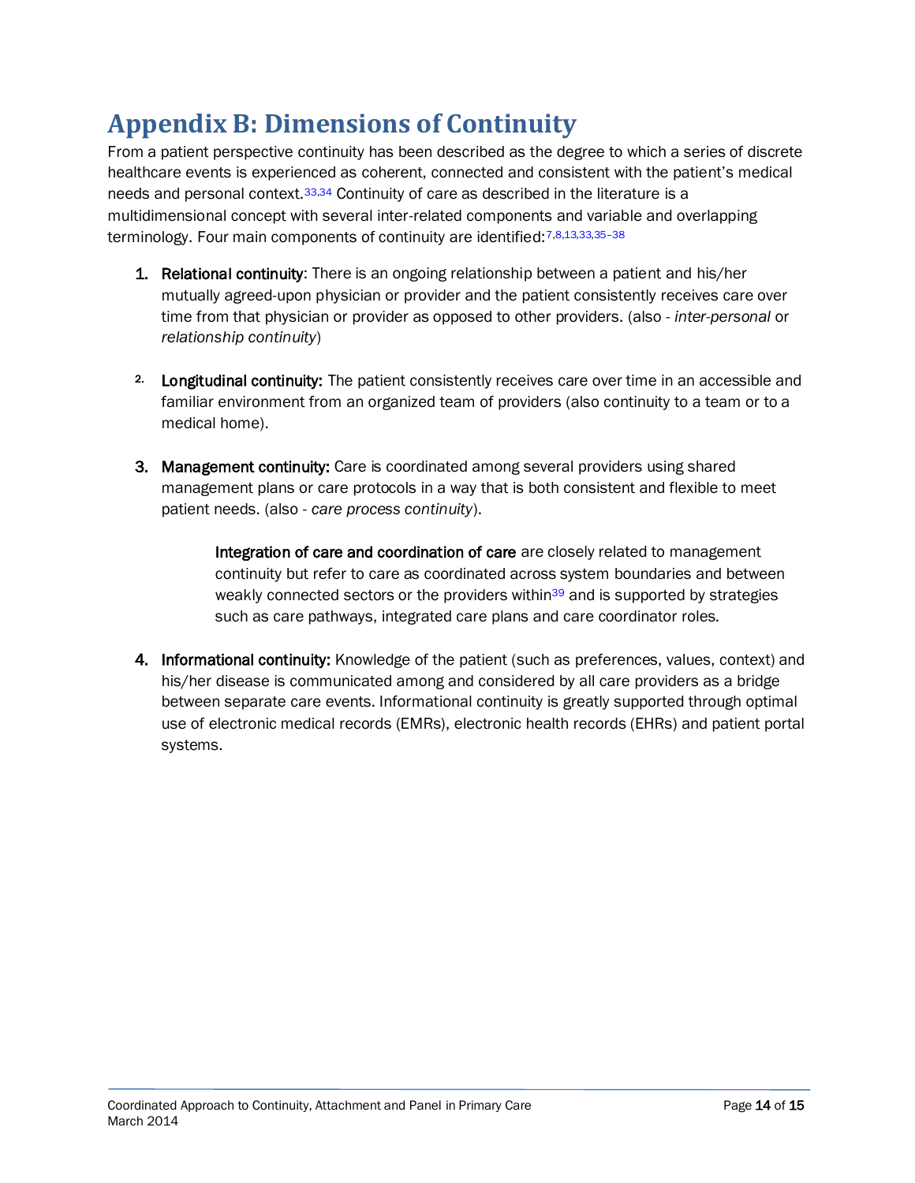# Appendix B: Dimensions of Continuity

From a patient perspective continuity has been described as the degree to which a series of discrete healthcare events is experienced as coherent, connected and consistent with the patient's medical needs and personal context.[33,34] Continuity of care as described in the literature is a multidimensional concept with several inter-related components and variable and overlapping terminology. Four main components of continuity are identified:[7,8,13,33,35–38]

1. **Relational continuity**: There is an ongoing relationship between a patient and his/her mutually agreed-upon physician or provider and the patient consistently receives care over time from that physician or provider as opposed to other providers. (also - *inter-personal* or *relationship continuity*)

2. **Longitudinal continuity:** The patient consistently receives care over time in an accessible and familiar environment from an organized team of providers (also continuity to a team or to a medical home).

3. **Management continuity:** Care is coordinated among several providers using shared management plans or care protocols in a way that is both consistent and flexible to meet patient needs. (also - *care process continuity*).

   **Integration of care and coordination of care** are closely related to management continuity but refer to care as coordinated across system boundaries and between weakly connected sectors or the providers within[39] and is supported by strategies such as care pathways, integrated care plans and care coordinator roles.

4. **Informational continuity:** Knowledge of the patient (such as preferences, values, context) and his/her disease is communicated among and considered by all care providers as a bridge between separate care events. Informational continuity is greatly supported through optimal use of electronic medical records (EMRs), electronic health records (EHRs) and patient portal systems.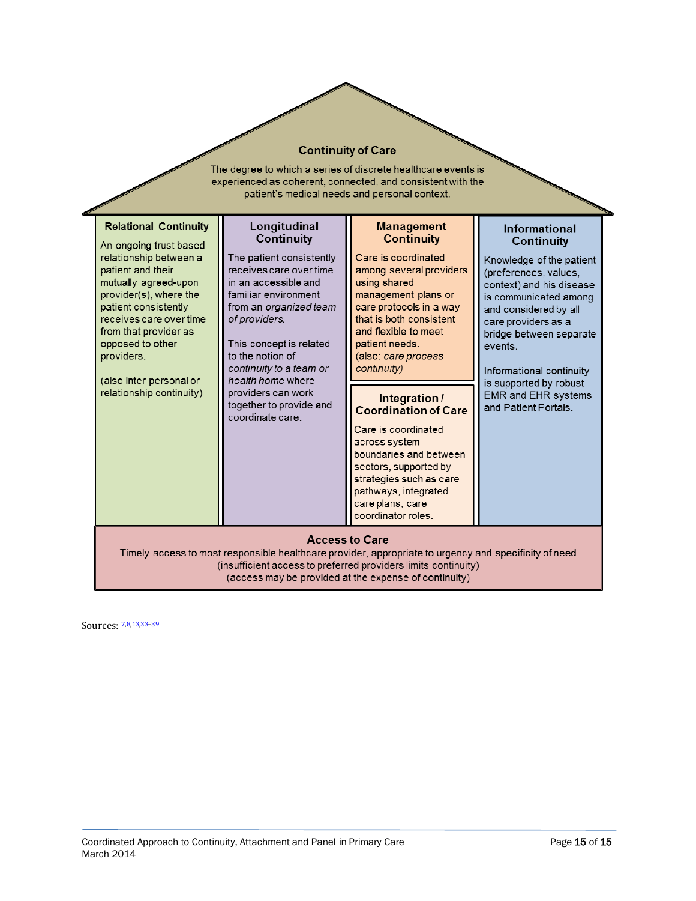## Continuity of Care

The degree to which a series of discrete healthcare events is experienced as coherent, connected, and consistent with the patient's medical needs and personal context.

### Relational Continuity

An ongoing trust based relationship between a patient and their mutually agreed-upon provider(s), where the patient consistently receives care over time from that provider as opposed to other providers.

(also inter-personal or relationship continuity)

### Longitudinal Continuity

The patient consistently receives care over time in an accessible and familiar environment from an *organized team of providers.*

This concept is related to the notion of *continuity to a team or health home* where providers can work together to provide and coordinate care.

### Management Continuity

Care is coordinated among several providers using shared management plans or care protocols in a way that is both consistent and flexible to meet patient needs.
(also: *care process continuity)*

### Integration / Coordination of Care

Care is coordinated across system boundaries and between sectors, supported by strategies such as care pathways, integrated care plans, care coordinator roles.

### Informational Continuity

Knowledge of the patient (preferences, values, context) and his disease is communicated among and considered by all care providers as a bridge between separate events.

Informational continuity is supported by robust EMR and EHR systems and Patient Portals.

### Access to Care

Timely access to most responsible healthcare provider, appropriate to urgency and specificity of need
(insufficient access to preferred providers limits continuity)
(access may be provided at the expense of continuity)

Sources: [7,8,13,33–39]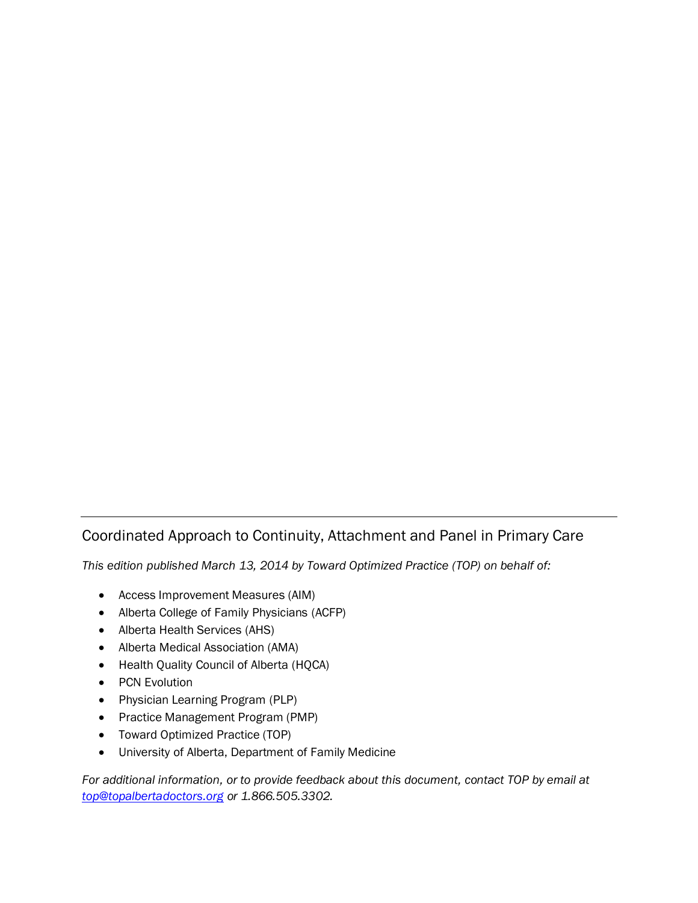---

Coordinated Approach to Continuity, Attachment and Panel in Primary Care

*This edition published March 13, 2014 by Toward Optimized Practice (TOP) on behalf of:*

- Access Improvement Measures (AIM)
- Alberta College of Family Physicians (ACFP)
- Alberta Health Services (AHS)
- Alberta Medical Association (AMA)
- Health Quality Council of Alberta (HQCA)
- PCN Evolution
- Physician Learning Program (PLP)
- Practice Management Program (PMP)
- Toward Optimized Practice (TOP)
- University of Alberta, Department of Family Medicine

*For additional information, or to provide feedback about this document, contact TOP by email at [top@topalbertadoctors.org](mailto:top@topalbertadoctors.org) or 1.866.505.3302.*